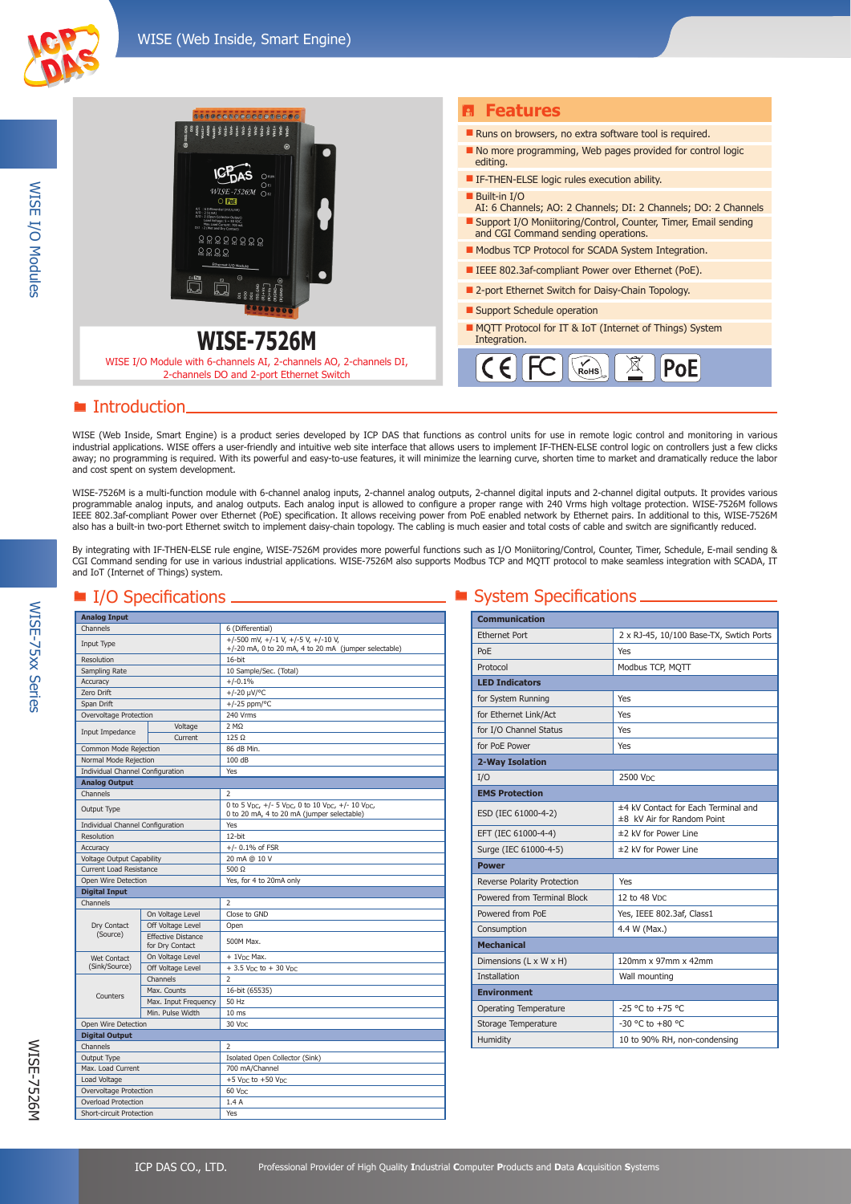# WISE-7526M

WISE I/O Module with 6-channels AI, 2-channels AO, 2-channels DI, 2-channels DO and 2-port Ethernet Switch

## Features

- Runs on browsers, no extra software tool is required.
- No more programming, Web pages provided for control logic editing.
- IF-THEN-ELSE logic rules execution ability.
- Built-in I/O
  AI: 6 Channels; AO: 2 Channels; DI: 2 Channels; DO: 2 Channels
- Support I/O Moniitoring/Control, Counter, Timer, Email sending and CGI Command sending operations.
- Modbus TCP Protocol for SCADA System Integration.
- IEEE 802.3af-compliant Power over Ethernet (PoE).
- 2-port Ethernet Switch for Daisy-Chain Topology.
- Support Schedule operation
- MQTT Protocol for IT & IoT (Internet of Things) System Integration.

## Introduction

WISE (Web Inside, Smart Engine) is a product series developed by ICP DAS that functions as control units for use in remote logic control and monitoring in various industrial applications. WISE offers a user-friendly and intuitive web site interface that allows users to implement IF-THEN-ELSE control logic on controllers just a few clicks away; no programming is required. With its powerful and easy-to-use features, it will minimize the learning curve, shorten time to market and dramatically reduce the labor and cost spent on system development.

WISE-7526M is a multi-function module with 6-channel analog inputs, 2-channel analog outputs, 2-channel digital inputs and 2-channel digital outputs. It provides various programmable analog inputs, and analog outputs. Each analog input is allowed to configure a proper range with 240 Vrms high voltage protection. WISE-7526M follows IEEE 802.3af-compliant Power over Ethernet (PoE) specification. It allows receiving power from PoE enabled network by Ethernet pairs. In additional to this, WISE-7526M also has a built-in two-port Ethernet switch to implement daisy-chain topology. The cabling is much easier and total costs of cable and switch are significantly reduced.

By integrating with IF-THEN-ELSE rule engine, WISE-7526M provides more powerful functions such as I/O Moniitoring/Control, Counter, Timer, Schedule, E-mail sending & CGI Command sending for use in various industrial applications. WISE-7526M also supports Modbus TCP and MQTT protocol to make seamless integration with SCADA, IT and IoT (Internet of Things) system.

## I/O Specifications

| Analog Input | | |
|---|---|---|
| Channels | | 6 (Differential) |
| Input Type | | +/-500 mV, +/-1 V, +/-5 V, +/-10 V, +/-20 mA, 0 to 20 mA, 4 to 20 mA (jumper selectable) |
| Resolution | | 16-bit |
| Sampling Rate | | 10 Sample/Sec. (Total) |
| Accuracy | | +/-0.1% |
| Zero Drift | | +/-20 μV/°C |
| Span Drift | | +/-25 ppm/°C |
| Overvoltage Protection | | 240 Vrms |
| Input Impedance | Voltage | 2 MΩ |
| | Current | 125 Ω |
| Common Mode Rejection | | 86 dB Min. |
| Normal Mode Rejection | | 100 dB |
| Individual Channel Configuration | | Yes |
| **Analog Output** | | |
| Channels | | 2 |
| Output Type | | 0 to 5 VDC, +/- 5 VDC, 0 to 10 VDC, +/- 10 VDC, 0 to 20 mA, 4 to 20 mA (jumper selectable) |
| Individual Channel Configuration | | Yes |
| Resolution | | 12-bit |
| Accuracy | | +/- 0.1% of FSR |
| Voltage Output Capability | | 20 mA @ 10 V |
| Current Load Resistance | | 500 Ω |
| Open Wire Detection | | Yes, for 4 to 20mA only |
| **Digital Input** | | |
| Channels | | 2 |
| Dry Contact (Source) | On Voltage Level | Close to GND |
| | Off Voltage Level | Open |
| | Effective Distance for Dry Contact | 500M Max. |
| Wet Contact (Sink/Source) | On Voltage Level | + 1VDC Max. |
| | Off Voltage Level | + 3.5 VDC to + 30 VDC |
| Counters | Channels | 2 |
| | Max. Counts | 16-bit (65535) |
| | Max. Input Frequency | 50 Hz |
| | Min. Pulse Width | 10 ms |
| Open Wire Detection | | 30 VDC |
| **Digital Output** | | |
| Channels | | 2 |
| Output Type | | Isolated Open Collector (Sink) |
| Max. Load Current | | 700 mA/Channel |
| Load Voltage | | +5 VDC to +50 VDC |
| Overvoltage Protection | | 60 VDC |
| Overload Protection | | 1.4 A |
| Short-circuit Protection | | Yes |

## System Specifications

| Communication | |
|---|---|
| Ethernet Port | 2 x RJ-45, 10/100 Base-TX, Swtich Ports |
| PoE | Yes |
| Protocol | Modbus TCP, MQTT |
| **LED Indicators** | |
| for System Running | Yes |
| for Ethernet Link/Act | Yes |
| for I/O Channel Status | Yes |
| for PoE Power | Yes |
| **2-Way Isolation** | |
| I/O | 2500 VDC |
| **EMS Protection** | |
| ESD (IEC 61000-4-2) | ±4 kV Contact for Each Terminal and ±8 kV Air for Random Point |
| EFT (IEC 61000-4-4) | ±2 kV for Power Line |
| Surge (IEC 61000-4-5) | ±2 kV for Power Line |
| **Power** | |
| Reverse Polarity Protection | Yes |
| Powered from Terminal Block | 12 to 48 VDC |
| Powered from PoE | Yes, IEEE 802.3af, Class1 |
| Consumption | 4.4 W (Max.) |
| **Mechanical** | |
| Dimensions (L x W x H) | 120mm x 97mm x 42mm |
| Installation | Wall mounting |
| **Environment** | |
| Operating Temperature | -25 °C to +75 °C |
| Storage Temperature | -30 °C to +80 °C |
| Humidity | 10 to 90% RH, non-condensing |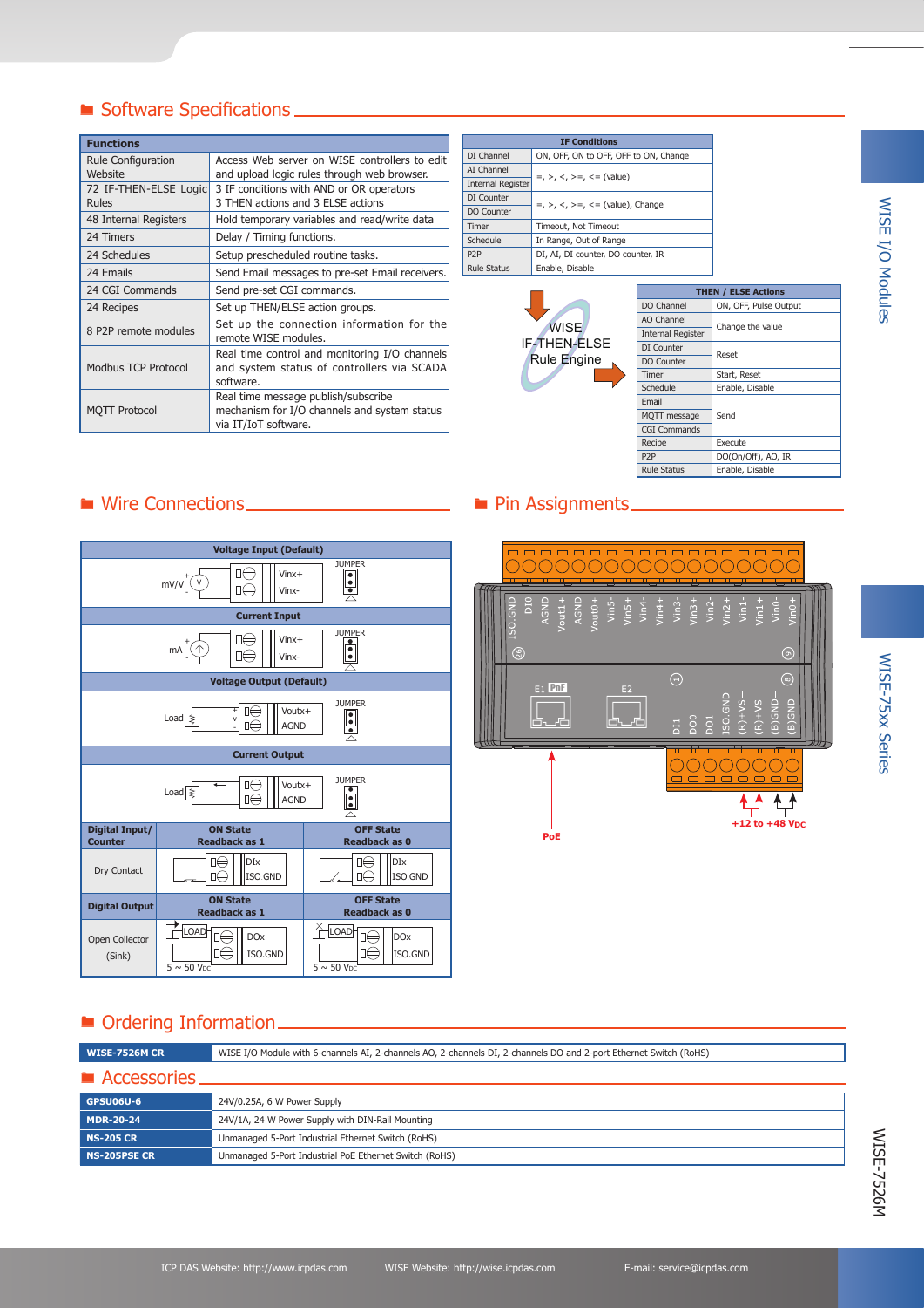## Software Specifications

| Functions | |
|---|---|
| Rule Configuration Website | Access Web server on WISE controllers to edit and upload logic rules through web browser. |
| 72 IF-THEN-ELSE Logic Rules | 3 IF conditions with AND or OR operators<br>3 THEN actions and 3 ELSE actions |
| 48 Internal Registers | Hold temporary variables and read/write data |
| 24 Timers | Delay / Timing functions. |
| 24 Schedules | Setup prescheduled routine tasks. |
| 24 Emails | Send Email messages to pre-set Email receivers. |
| 24 CGI Commands | Send pre-set CGI commands. |
| 24 Recipes | Set up THEN/ELSE action groups. |
| 8 P2P remote modules | Set up the connection information for the remote WISE modules. |
| Modbus TCP Protocol | Real time control and monitoring I/O channels and system status of controllers via SCADA software. |
| MQTT Protocol | Real time message publish/subscribe mechanism for I/O channels and system status via IT/IoT software. |

| IF Conditions | |
|---|---|
| DI Channel | ON, OFF, ON to OFF, OFF to ON, Change |
| AI Channel | =, >, <, >=, <= (value) |
| Internal Register | =, >, <, >=, <= (value) |
| DI Counter | =, >, <, >=, <= (value), Change |
| DO Counter | =, >, <, >=, <= (value), Change |
| Timer | Timeout, Not Timeout |
| Schedule | In Range, Out of Range |
| P2P | DI, AI, DI counter, DO counter, IR |
| Rule Status | Enable, Disable |

WISE IF-THEN-ELSE Rule Engine

| THEN / ELSE Actions | |
|---|---|
| DO Channel | ON, OFF, Pulse Output |
| AO Channel | Change the value |
| Internal Register | Change the value |
| DI Counter | Reset |
| DO Counter | Reset |
| Timer | Start, Reset |
| Schedule | Enable, Disable |
| Email | Send |
| MQTT message | Send |
| CGI Commands | Send |
| Recipe | Execute |
| P2P | DO(On/Off), AO, IR |
| Rule Status | Enable, Disable |

## Wire Connections

Voltage Input (Default): mV/V — Vinx+, Vinx-, JUMPER

Current Input: mA — Vinx+, Vinx-, JUMPER

Voltage Output (Default): Load — Voutx+, AGND, JUMPER

Current Output: Load — Voutx+, AGND, JUMPER

| Digital Input/ Counter | ON State Readback as 1 | OFF State Readback as 0 |
|---|---|---|
| Dry Contact | DIx, ISO GND | DIx, ISO GND |

| Digital Output | ON State Readback as 1 | OFF State Readback as 0 |
|---|---|---|
| Open Collector (Sink) | LOAD, DOx, ISO.GND, 5 ~ 50 VDC | LOAD, DOx, ISO.GND, 5 ~ 50 VDC |

## Pin Assignments

ISO.GND, DI0, AGND, Vout1+, AGND, Vout0+, Vin5-, Vin5+, Vin4-, Vin4+, Vin3-, Vin3+, Vin2-, Vin2+, Vin1-, Vin1+, Vin0-, Vin0+

E1 PoE, E2

DI1, DO0, DO1, ISO.GND, (R)+VS, (R)+VS, (B)GND, (B)GND

PoE

+12 to +48 VDC

## Ordering Information

| | |
|---|---|
| WISE-7526M CR | WISE I/O Module with 6-channels AI, 2-channels AO, 2-channels DI, 2-channels DO and 2-port Ethernet Switch (RoHS) |

## Accessories

| | |
|---|---|
| GPSU06U-6 | 24V/0.25A, 6 W Power Supply |
| MDR-20-24 | 24V/1A, 24 W Power Supply with DIN-Rail Mounting |
| NS-205 CR | Unmanaged 5-Port Industrial Ethernet Switch (RoHS) |
| NS-205PSE CR | Unmanaged 5-Port Industrial PoE Ethernet Switch (RoHS) |